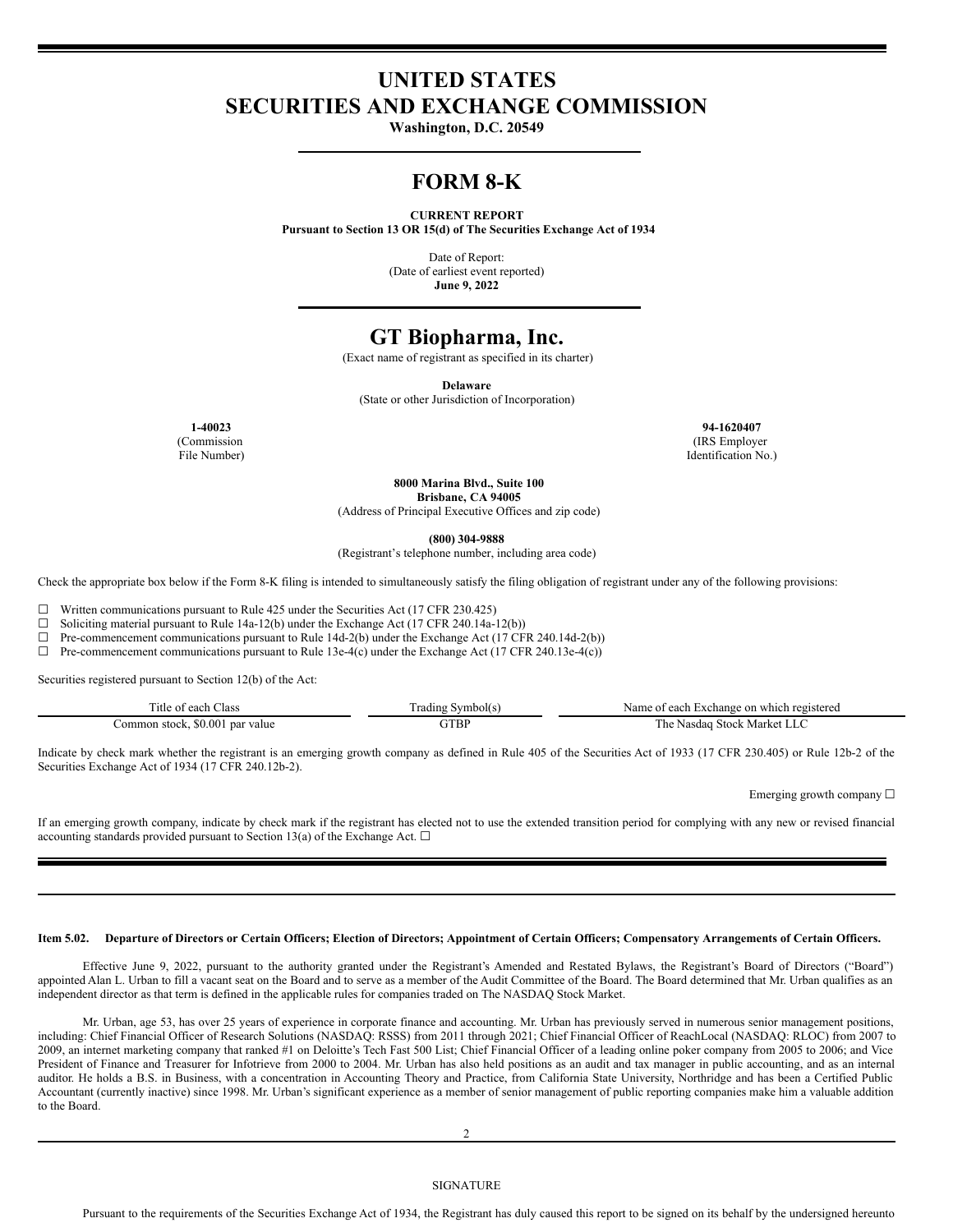# UNITED STATES
# SECURITIES AND EXCHANGE COMMISSION

**Washington, D.C. 20549**

# FORM 8-K

**CURRENT REPORT**
**Pursuant to Section 13 OR 15(d) of The Securities Exchange Act of 1934**

Date of Report:
(Date of earliest event reported)
**June 9, 2022**

# GT Biopharma, Inc.

(Exact name of registrant as specified in its charter)

**Delaware**
(State or other Jurisdiction of Incorporation)

| **1-40023** | **94-1620407** |
|---|---|
| (Commission File Number) | (IRS Employer Identification No.) |

**8000 Marina Blvd., Suite 100**
**Brisbane, CA 94005**
(Address of Principal Executive Offices and zip code)

**(800) 304-9888**
(Registrant's telephone number, including area code)

Check the appropriate box below if the Form 8-K filing is intended to simultaneously satisfy the filing obligation of registrant under any of the following provisions:

☐ Written communications pursuant to Rule 425 under the Securities Act (17 CFR 230.425)
☐ Soliciting material pursuant to Rule 14a-12(b) under the Exchange Act (17 CFR 240.14a-12(b))
☐ Pre-commencement communications pursuant to Rule 14d-2(b) under the Exchange Act (17 CFR 240.14d-2(b))
☐ Pre-commencement communications pursuant to Rule 13e-4(c) under the Exchange Act (17 CFR 240.13e-4(c))

Securities registered pursuant to Section 12(b) of the Act:

| Title of each Class | Trading Symbol(s) | Name of each Exchange on which registered |
|---|---|---|
| Common stock, $0.001 par value | GTBP | The Nasdaq Stock Market LLC |

Indicate by check mark whether the registrant is an emerging growth company as defined in Rule 405 of the Securities Act of 1933 (17 CFR 230.405) or Rule 12b-2 of the Securities Exchange Act of 1934 (17 CFR 240.12b-2).

Emerging growth company ☐

If an emerging growth company, indicate by check mark if the registrant has elected not to use the extended transition period for complying with any new or revised financial accounting standards provided pursuant to Section 13(a) of the Exchange Act. ☐

**Item 5.02. Departure of Directors or Certain Officers; Election of Directors; Appointment of Certain Officers; Compensatory Arrangements of Certain Officers.**

Effective June 9, 2022, pursuant to the authority granted under the Registrant's Amended and Restated Bylaws, the Registrant's Board of Directors ("Board") appointed Alan L. Urban to fill a vacant seat on the Board and to serve as a member of the Audit Committee of the Board. The Board determined that Mr. Urban qualifies as an independent director as that term is defined in the applicable rules for companies traded on The NASDAQ Stock Market.

Mr. Urban, age 53, has over 25 years of experience in corporate finance and accounting. Mr. Urban has previously served in numerous senior management positions, including: Chief Financial Officer of Research Solutions (NASDAQ: RSSS) from 2011 through 2021; Chief Financial Officer of ReachLocal (NASDAQ: RLOC) from 2007 to 2009, an internet marketing company that ranked #1 on Deloitte's Tech Fast 500 List; Chief Financial Officer of a leading online poker company from 2005 to 2006; and Vice President of Finance and Treasurer for Infotrieve from 2000 to 2004. Mr. Urban has also held positions as an audit and tax manager in public accounting, and as an internal auditor. He holds a B.S. in Business, with a concentration in Accounting Theory and Practice, from California State University, Northridge and has been a Certified Public Accountant (currently inactive) since 1998. Mr. Urban's significant experience as a member of senior management of public reporting companies make him a valuable addition to the Board.

SIGNATURE

Pursuant to the requirements of the Securities Exchange Act of 1934, the Registrant has duly caused this report to be signed on its behalf by the undersigned hereunto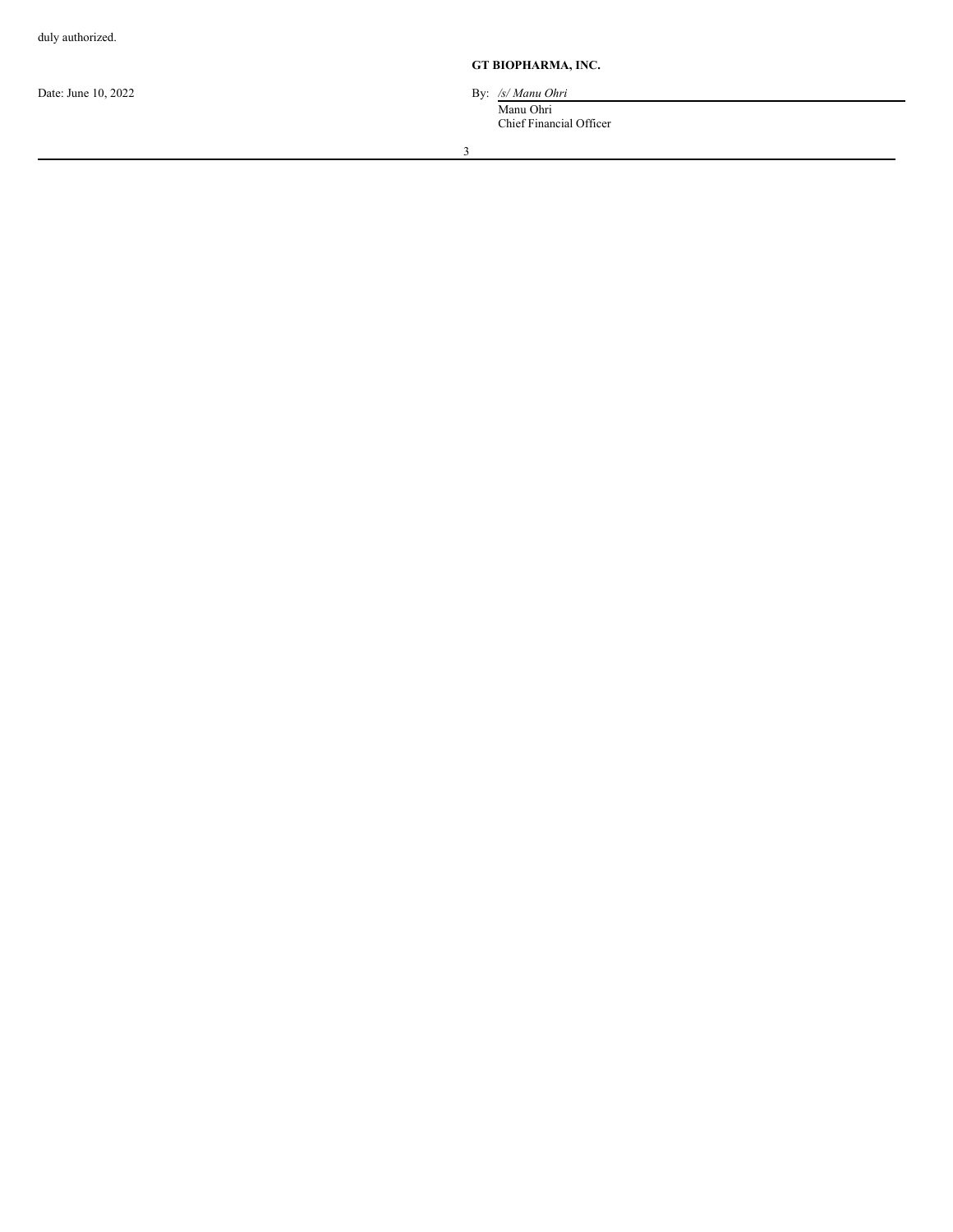duly authorized.

**GT BIOPHARMA, INC.**

Date: June 10, 2022

By: */s/ Manu Ohri*
Manu Ohri
Chief Financial Officer